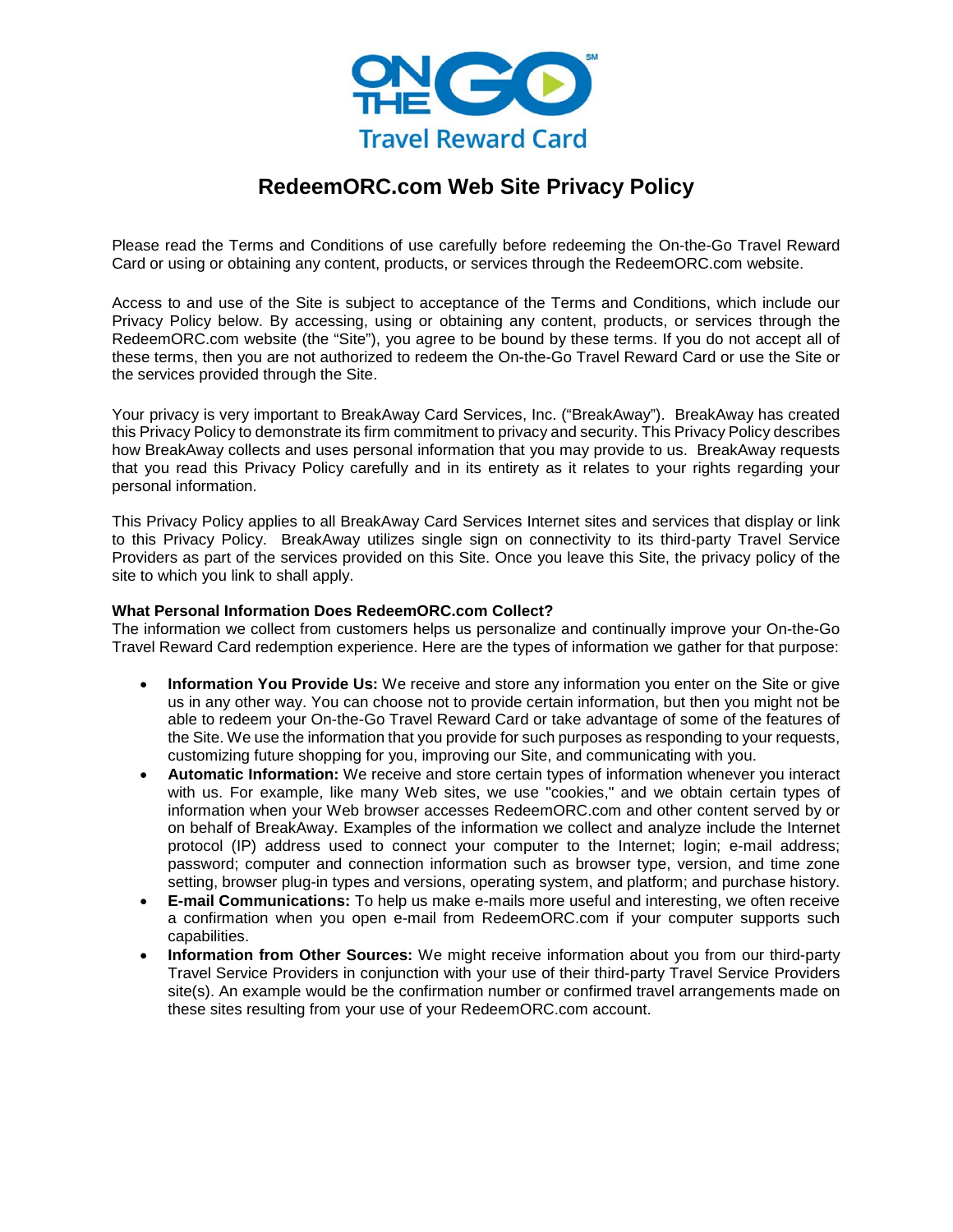ON THE GO℠

Travel Reward Card

# RedeemORC.com Web Site Privacy Policy

Please read the Terms and Conditions of use carefully before redeeming the On-the-Go Travel Reward Card or using or obtaining any content, products, or services through the RedeemORC.com website.

Access to and use of the Site is subject to acceptance of the Terms and Conditions, which include our Privacy Policy below. By accessing, using or obtaining any content, products, or services through the RedeemORC.com website (the "Site"), you agree to be bound by these terms. If you do not accept all of these terms, then you are not authorized to redeem the On-the-Go Travel Reward Card or use the Site or the services provided through the Site.

Your privacy is very important to BreakAway Card Services, Inc. ("BreakAway"). BreakAway has created this Privacy Policy to demonstrate its firm commitment to privacy and security. This Privacy Policy describes how BreakAway collects and uses personal information that you may provide to us. BreakAway requests that you read this Privacy Policy carefully and in its entirety as it relates to your rights regarding your personal information.

This Privacy Policy applies to all BreakAway Card Services Internet sites and services that display or link to this Privacy Policy. BreakAway utilizes single sign on connectivity to its third-party Travel Service Providers as part of the services provided on this Site. Once you leave this Site, the privacy policy of the site to which you link to shall apply.

**What Personal Information Does RedeemORC.com Collect?**

The information we collect from customers helps us personalize and continually improve your On-the-Go Travel Reward Card redemption experience. Here are the types of information we gather for that purpose:

- **Information You Provide Us:** We receive and store any information you enter on the Site or give us in any other way. You can choose not to provide certain information, but then you might not be able to redeem your On-the-Go Travel Reward Card or take advantage of some of the features of the Site. We use the information that you provide for such purposes as responding to your requests, customizing future shopping for you, improving our Site, and communicating with you.
- **Automatic Information:** We receive and store certain types of information whenever you interact with us. For example, like many Web sites, we use "cookies," and we obtain certain types of information when your Web browser accesses RedeemORC.com and other content served by or on behalf of BreakAway. Examples of the information we collect and analyze include the Internet protocol (IP) address used to connect your computer to the Internet; login; e-mail address; password; computer and connection information such as browser type, version, and time zone setting, browser plug-in types and versions, operating system, and platform; and purchase history.
- **E-mail Communications:** To help us make e-mails more useful and interesting, we often receive a confirmation when you open e-mail from RedeemORC.com if your computer supports such capabilities.
- **Information from Other Sources:** We might receive information about you from our third-party Travel Service Providers in conjunction with your use of their third-party Travel Service Providers site(s). An example would be the confirmation number or confirmed travel arrangements made on these sites resulting from your use of your RedeemORC.com account.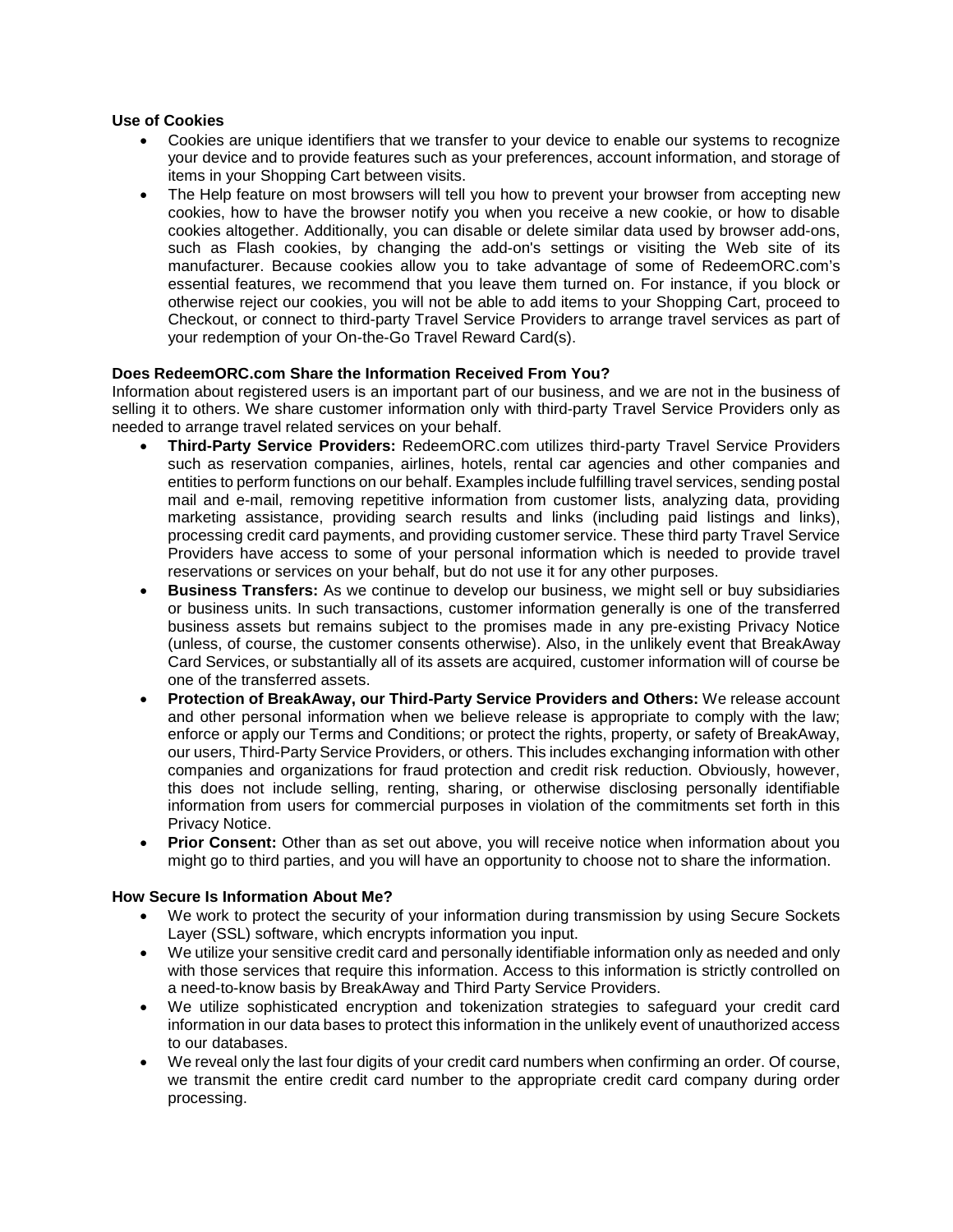**Use of Cookies**

- Cookies are unique identifiers that we transfer to your device to enable our systems to recognize your device and to provide features such as your preferences, account information, and storage of items in your Shopping Cart between visits.
- The Help feature on most browsers will tell you how to prevent your browser from accepting new cookies, how to have the browser notify you when you receive a new cookie, or how to disable cookies altogether. Additionally, you can disable or delete similar data used by browser add-ons, such as Flash cookies, by changing the add-on's settings or visiting the Web site of its manufacturer. Because cookies allow you to take advantage of some of RedeemORC.com's essential features, we recommend that you leave them turned on. For instance, if you block or otherwise reject our cookies, you will not be able to add items to your Shopping Cart, proceed to Checkout, or connect to third-party Travel Service Providers to arrange travel services as part of your redemption of your On-the-Go Travel Reward Card(s).

**Does RedeemORC.com Share the Information Received From You?**

Information about registered users is an important part of our business, and we are not in the business of selling it to others. We share customer information only with third-party Travel Service Providers only as needed to arrange travel related services on your behalf.

- **Third-Party Service Providers:** RedeemORC.com utilizes third-party Travel Service Providers such as reservation companies, airlines, hotels, rental car agencies and other companies and entities to perform functions on our behalf. Examples include fulfilling travel services, sending postal mail and e-mail, removing repetitive information from customer lists, analyzing data, providing marketing assistance, providing search results and links (including paid listings and links), processing credit card payments, and providing customer service. These third party Travel Service Providers have access to some of your personal information which is needed to provide travel reservations or services on your behalf, but do not use it for any other purposes.
- **Business Transfers:** As we continue to develop our business, we might sell or buy subsidiaries or business units. In such transactions, customer information generally is one of the transferred business assets but remains subject to the promises made in any pre-existing Privacy Notice (unless, of course, the customer consents otherwise). Also, in the unlikely event that BreakAway Card Services, or substantially all of its assets are acquired, customer information will of course be one of the transferred assets.
- **Protection of BreakAway, our Third-Party Service Providers and Others:** We release account and other personal information when we believe release is appropriate to comply with the law; enforce or apply our Terms and Conditions; or protect the rights, property, or safety of BreakAway, our users, Third-Party Service Providers, or others. This includes exchanging information with other companies and organizations for fraud protection and credit risk reduction. Obviously, however, this does not include selling, renting, sharing, or otherwise disclosing personally identifiable information from users for commercial purposes in violation of the commitments set forth in this Privacy Notice.
- **Prior Consent:** Other than as set out above, you will receive notice when information about you might go to third parties, and you will have an opportunity to choose not to share the information.

**How Secure Is Information About Me?**

- We work to protect the security of your information during transmission by using Secure Sockets Layer (SSL) software, which encrypts information you input.
- We utilize your sensitive credit card and personally identifiable information only as needed and only with those services that require this information. Access to this information is strictly controlled on a need-to-know basis by BreakAway and Third Party Service Providers.
- We utilize sophisticated encryption and tokenization strategies to safeguard your credit card information in our data bases to protect this information in the unlikely event of unauthorized access to our databases.
- We reveal only the last four digits of your credit card numbers when confirming an order. Of course, we transmit the entire credit card number to the appropriate credit card company during order processing.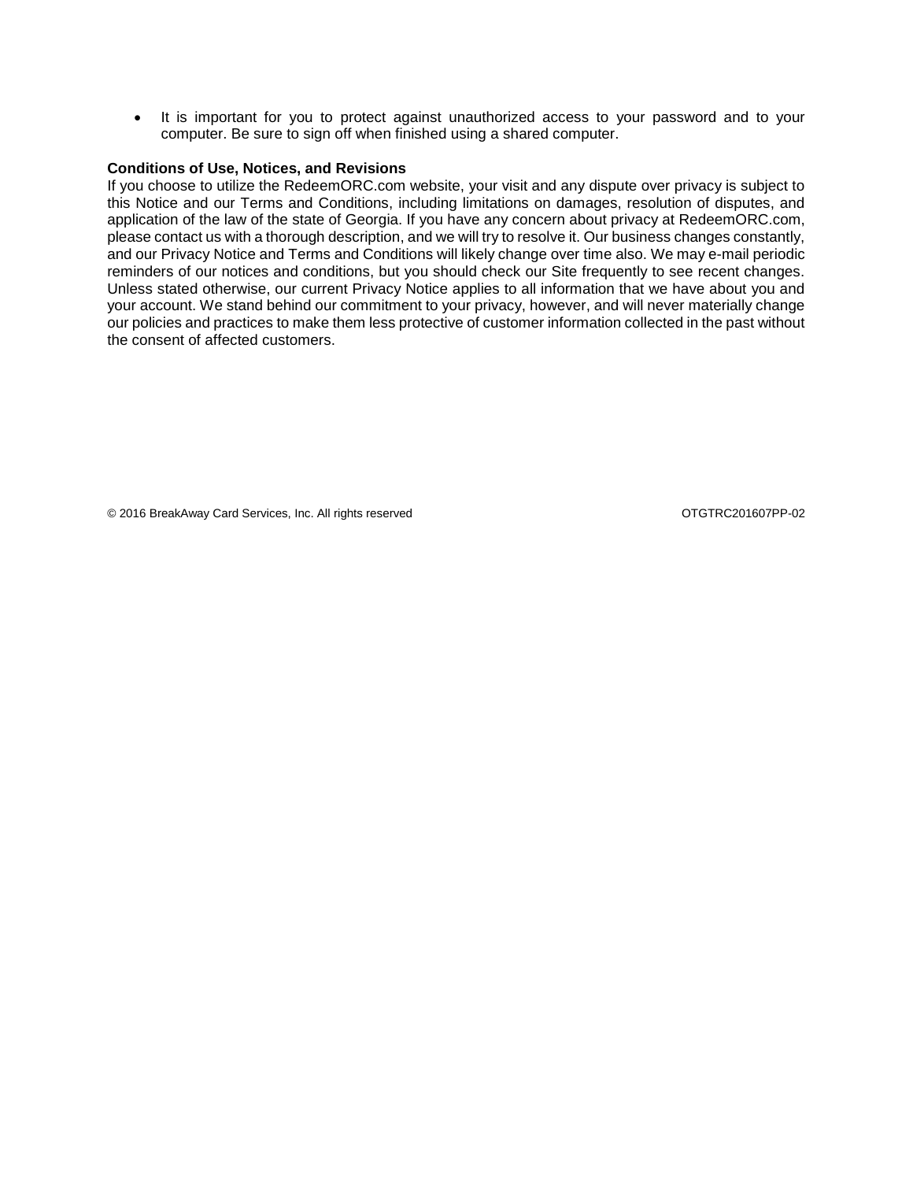- It is important for you to protect against unauthorized access to your password and to your computer. Be sure to sign off when finished using a shared computer.

**Conditions of Use, Notices, and Revisions**

If you choose to utilize the RedeemORC.com website, your visit and any dispute over privacy is subject to this Notice and our Terms and Conditions, including limitations on damages, resolution of disputes, and application of the law of the state of Georgia. If you have any concern about privacy at RedeemORC.com, please contact us with a thorough description, and we will try to resolve it. Our business changes constantly, and our Privacy Notice and Terms and Conditions will likely change over time also. We may e-mail periodic reminders of our notices and conditions, but you should check our Site frequently to see recent changes. Unless stated otherwise, our current Privacy Notice applies to all information that we have about you and your account. We stand behind our commitment to your privacy, however, and will never materially change our policies and practices to make them less protective of customer information collected in the past without the consent of affected customers.

© 2016 BreakAway Card Services, Inc. All rights reserved OTGTRC201607PP-02